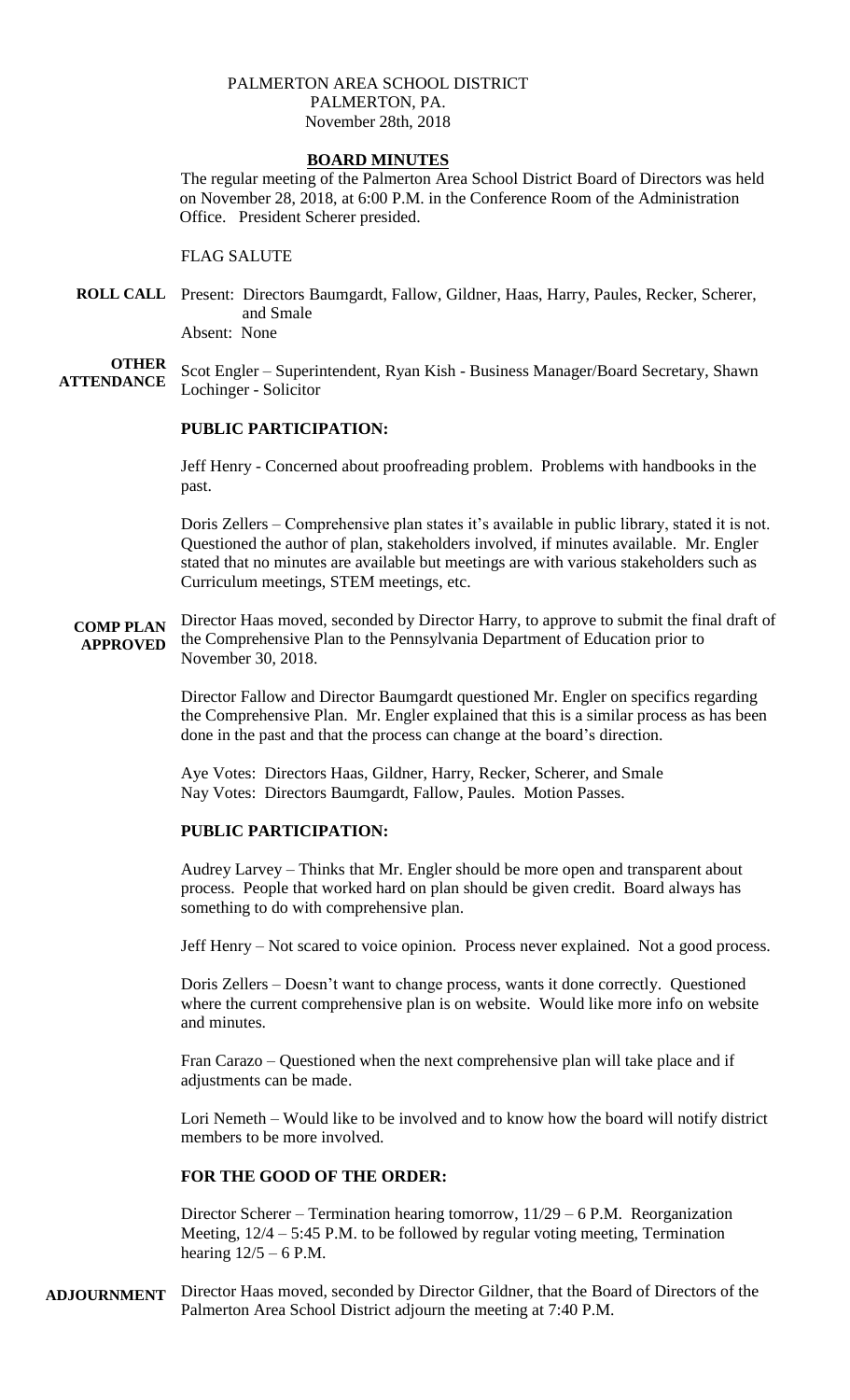PALMERTON AREA SCHOOL DISTRICT
PALMERTON, PA.
November 28th, 2018

## BOARD MINUTES

The regular meeting of the Palmerton Area School District Board of Directors was held on November 28, 2018, at 6:00 P.M. in the Conference Room of the Administration Office. President Scherer presided.

FLAG SALUTE

**ROLL CALL** Present: Directors Baumgardt, Fallow, Gildner, Haas, Harry, Paules, Recker, Scherer, and Smale
Absent: None

**OTHER ATTENDANCE** Scot Engler – Superintendent, Ryan Kish - Business Manager/Board Secretary, Shawn Lochinger - Solicitor

### PUBLIC PARTICIPATION:

Jeff Henry - Concerned about proofreading problem. Problems with handbooks in the past.

Doris Zellers – Comprehensive plan states it's available in public library, stated it is not. Questioned the author of plan, stakeholders involved, if minutes available. Mr. Engler stated that no minutes are available but meetings are with various stakeholders such as Curriculum meetings, STEM meetings, etc.

**COMP PLAN APPROVED** Director Haas moved, seconded by Director Harry, to approve to submit the final draft of the Comprehensive Plan to the Pennsylvania Department of Education prior to November 30, 2018.

Director Fallow and Director Baumgardt questioned Mr. Engler on specifics regarding the Comprehensive Plan. Mr. Engler explained that this is a similar process as has been done in the past and that the process can change at the board's direction.

Aye Votes: Directors Haas, Gildner, Harry, Recker, Scherer, and Smale
Nay Votes: Directors Baumgardt, Fallow, Paules. Motion Passes.

### PUBLIC PARTICIPATION:

Audrey Larvey – Thinks that Mr. Engler should be more open and transparent about process. People that worked hard on plan should be given credit. Board always has something to do with comprehensive plan.

Jeff Henry – Not scared to voice opinion. Process never explained. Not a good process.

Doris Zellers – Doesn't want to change process, wants it done correctly. Questioned where the current comprehensive plan is on website. Would like more info on website and minutes.

Fran Carazo – Questioned when the next comprehensive plan will take place and if adjustments can be made.

Lori Nemeth – Would like to be involved and to know how the board will notify district members to be more involved.

### FOR THE GOOD OF THE ORDER:

Director Scherer – Termination hearing tomorrow, 11/29 – 6 P.M. Reorganization Meeting, 12/4 – 5:45 P.M. to be followed by regular voting meeting, Termination hearing 12/5 – 6 P.M.

**ADJOURNMENT** Director Haas moved, seconded by Director Gildner, that the Board of Directors of the Palmerton Area School District adjourn the meeting at 7:40 P.M.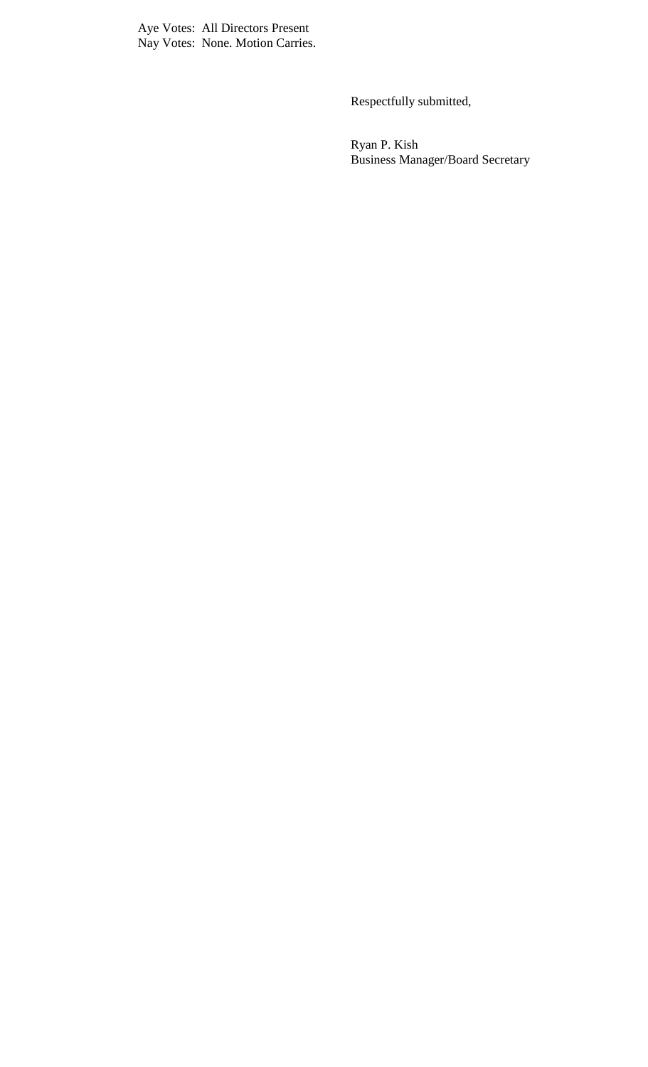Aye Votes: All Directors Present
Nay Votes: None. Motion Carries.

Respectfully submitted,

Ryan P. Kish
Business Manager/Board Secretary